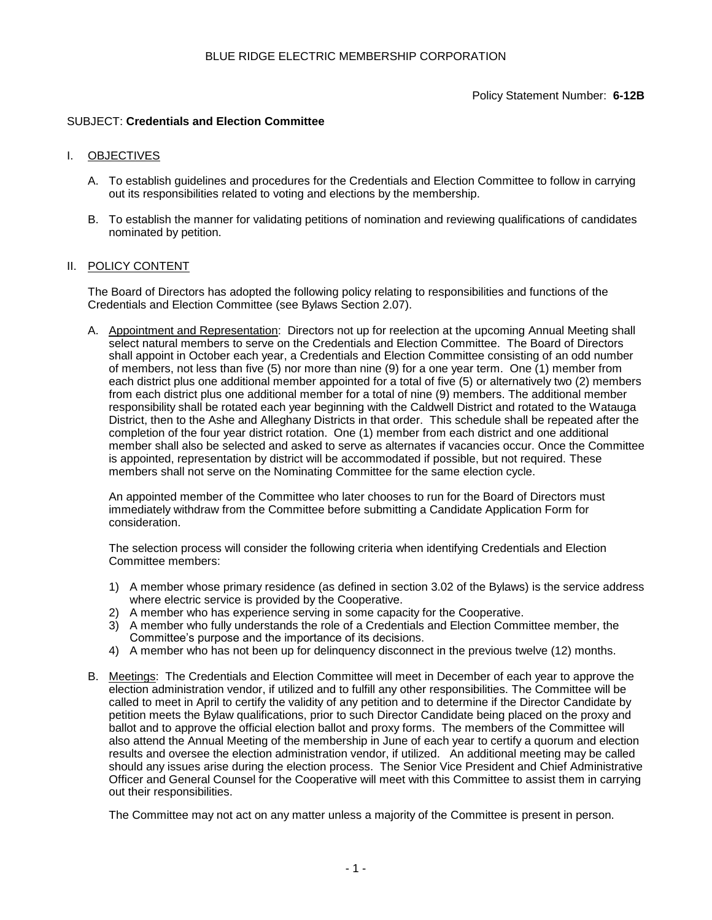# BLUE RIDGE ELECTRIC MEMBERSHIP CORPORATION

Policy Statement Number: **6-12B**

SUBJECT: **Credentials and Election Committee**

## I. OBJECTIVES

A. To establish guidelines and procedures for the Credentials and Election Committee to follow in carrying out its responsibilities related to voting and elections by the membership.

B. To establish the manner for validating petitions of nomination and reviewing qualifications of candidates nominated by petition.

## II. POLICY CONTENT

The Board of Directors has adopted the following policy relating to responsibilities and functions of the Credentials and Election Committee (see Bylaws Section 2.07).

A. Appointment and Representation: Directors not up for reelection at the upcoming Annual Meeting shall select natural members to serve on the Credentials and Election Committee. The Board of Directors shall appoint in October each year, a Credentials and Election Committee consisting of an odd number of members, not less than five (5) nor more than nine (9) for a one year term. One (1) member from each district plus one additional member appointed for a total of five (5) or alternatively two (2) members from each district plus one additional member for a total of nine (9) members. The additional member responsibility shall be rotated each year beginning with the Caldwell District and rotated to the Watauga District, then to the Ashe and Alleghany Districts in that order. This schedule shall be repeated after the completion of the four year district rotation. One (1) member from each district and one additional member shall also be selected and asked to serve as alternates if vacancies occur. Once the Committee is appointed, representation by district will be accommodated if possible, but not required. These members shall not serve on the Nominating Committee for the same election cycle.

An appointed member of the Committee who later chooses to run for the Board of Directors must immediately withdraw from the Committee before submitting a Candidate Application Form for consideration.

The selection process will consider the following criteria when identifying Credentials and Election Committee members:

1) A member whose primary residence (as defined in section 3.02 of the Bylaws) is the service address where electric service is provided by the Cooperative.
2) A member who has experience serving in some capacity for the Cooperative.
3) A member who fully understands the role of a Credentials and Election Committee member, the Committee's purpose and the importance of its decisions.
4) A member who has not been up for delinquency disconnect in the previous twelve (12) months.

B. Meetings: The Credentials and Election Committee will meet in December of each year to approve the election administration vendor, if utilized and to fulfill any other responsibilities. The Committee will be called to meet in April to certify the validity of any petition and to determine if the Director Candidate by petition meets the Bylaw qualifications, prior to such Director Candidate being placed on the proxy and ballot and to approve the official election ballot and proxy forms. The members of the Committee will also attend the Annual Meeting of the membership in June of each year to certify a quorum and election results and oversee the election administration vendor, if utilized. An additional meeting may be called should any issues arise during the election process. The Senior Vice President and Chief Administrative Officer and General Counsel for the Cooperative will meet with this Committee to assist them in carrying out their responsibilities.

The Committee may not act on any matter unless a majority of the Committee is present in person.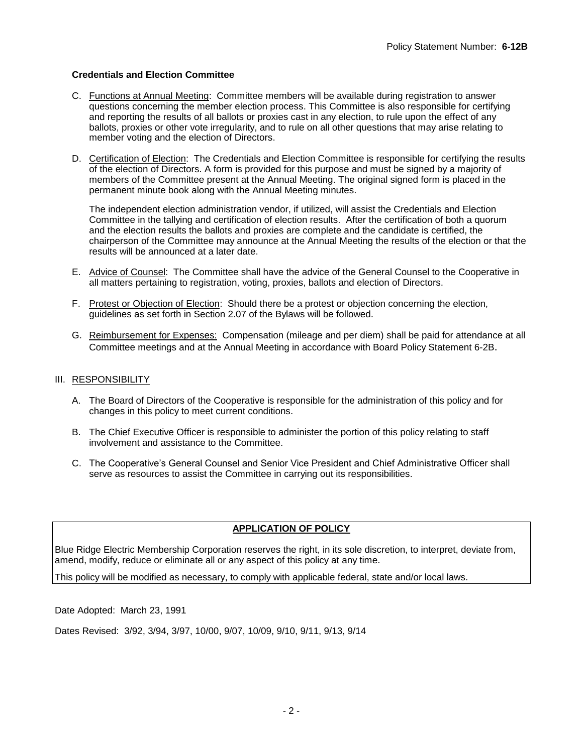Policy Statement Number: **6-12B**

**Credentials and Election Committee**

C. Functions at Annual Meeting: Committee members will be available during registration to answer questions concerning the member election process. This Committee is also responsible for certifying and reporting the results of all ballots or proxies cast in any election, to rule upon the effect of any ballots, proxies or other vote irregularity, and to rule on all other questions that may arise relating to member voting and the election of Directors.

D. Certification of Election: The Credentials and Election Committee is responsible for certifying the results of the election of Directors. A form is provided for this purpose and must be signed by a majority of members of the Committee present at the Annual Meeting. The original signed form is placed in the permanent minute book along with the Annual Meeting minutes.

   The independent election administration vendor, if utilized, will assist the Credentials and Election Committee in the tallying and certification of election results. After the certification of both a quorum and the election results the ballots and proxies are complete and the candidate is certified, the chairperson of the Committee may announce at the Annual Meeting the results of the election or that the results will be announced at a later date.

E. Advice of Counsel: The Committee shall have the advice of the General Counsel to the Cooperative in all matters pertaining to registration, voting, proxies, ballots and election of Directors.

F. Protest or Objection of Election: Should there be a protest or objection concerning the election, guidelines as set forth in Section 2.07 of the Bylaws will be followed.

G. Reimbursement for Expenses: Compensation (mileage and per diem) shall be paid for attendance at all Committee meetings and at the Annual Meeting in accordance with Board Policy Statement 6-2B.

III. RESPONSIBILITY

A. The Board of Directors of the Cooperative is responsible for the administration of this policy and for changes in this policy to meet current conditions.

B. The Chief Executive Officer is responsible to administer the portion of this policy relating to staff involvement and assistance to the Committee.

C. The Cooperative's General Counsel and Senior Vice President and Chief Administrative Officer shall serve as resources to assist the Committee in carrying out its responsibilities.

**APPLICATION OF POLICY**

Blue Ridge Electric Membership Corporation reserves the right, in its sole discretion, to interpret, deviate from, amend, modify, reduce or eliminate all or any aspect of this policy at any time.

This policy will be modified as necessary, to comply with applicable federal, state and/or local laws.

Date Adopted: March 23, 1991

Dates Revised: 3/92, 3/94, 3/97, 10/00, 9/07, 10/09, 9/10, 9/11, 9/13, 9/14